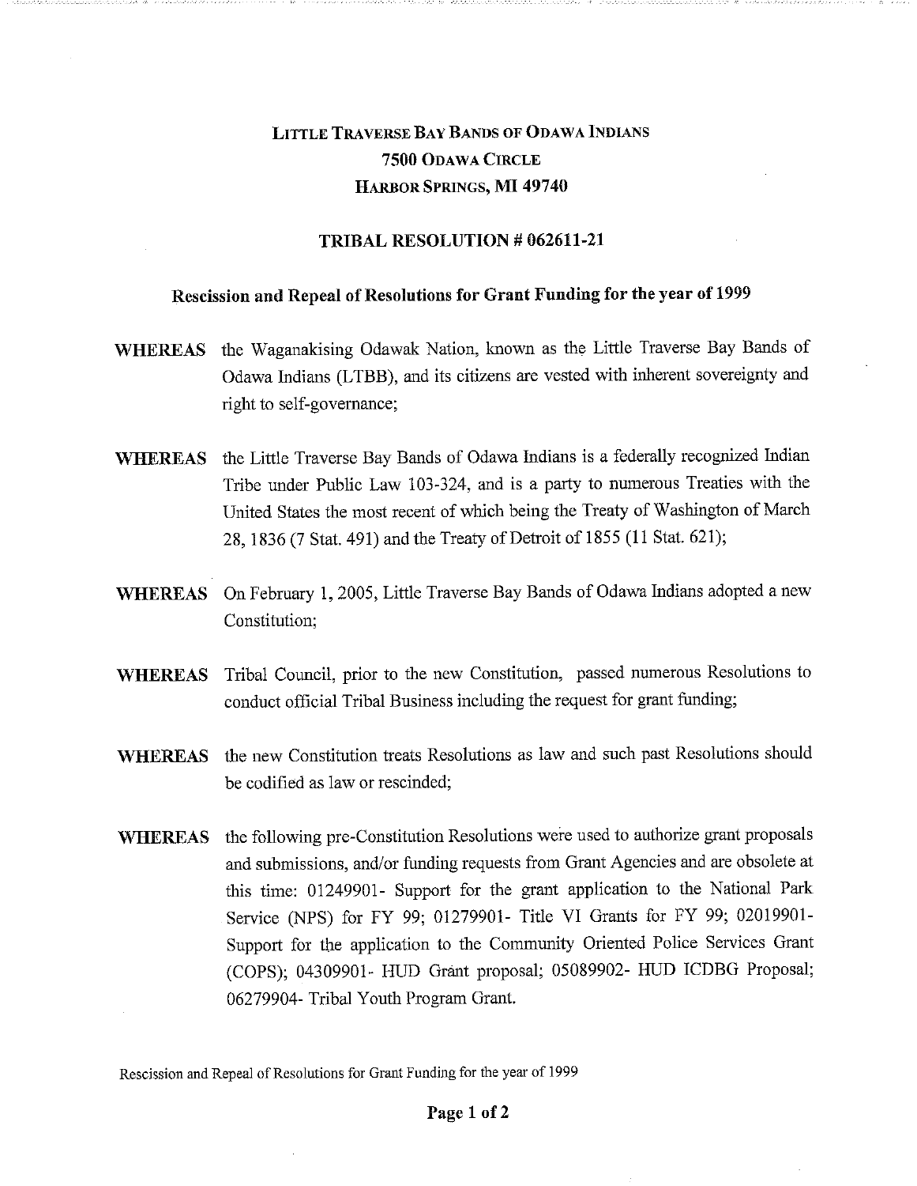# LITTLE TRAVERSE BAY BANDS OF ODAWA INDIANS
## 7500 ODAWA CIRCLE
## HARBOR SPRINGS, MI 49740

### TRIBAL RESOLUTION # 062611-21

### Rescission and Repeal of Resolutions for Grant Funding for the year of 1999

**WHEREAS** the Waganakising Odawak Nation, known as the Little Traverse Bay Bands of Odawa Indians (LTBB), and its citizens are vested with inherent sovereignty and right to self-governance;

**WHEREAS** the Little Traverse Bay Bands of Odawa Indians is a federally recognized Indian Tribe under Public Law 103-324, and is a party to numerous Treaties with the United States the most recent of which being the Treaty of Washington of March 28, 1836 (7 Stat. 491) and the Treaty of Detroit of 1855 (11 Stat. 621);

**WHEREAS** On February 1, 2005, Little Traverse Bay Bands of Odawa Indians adopted a new Constitution;

**WHEREAS** Tribal Council, prior to the new Constitution, passed numerous Resolutions to conduct official Tribal Business including the request for grant funding;

**WHEREAS** the new Constitution treats Resolutions as law and such past Resolutions should be codified as law or rescinded;

**WHEREAS** the following pre-Constitution Resolutions were used to authorize grant proposals and submissions, and/or funding requests from Grant Agencies and are obsolete at this time: 01249901- Support for the grant application to the National Park Service (NPS) for FY 99; 01279901- Title VI Grants for FY 99; 02019901- Support for the application to the Community Oriented Police Services Grant (COPS); 04309901- HUD Grant proposal; 05089902- HUD ICDBG Proposal; 06279904- Tribal Youth Program Grant.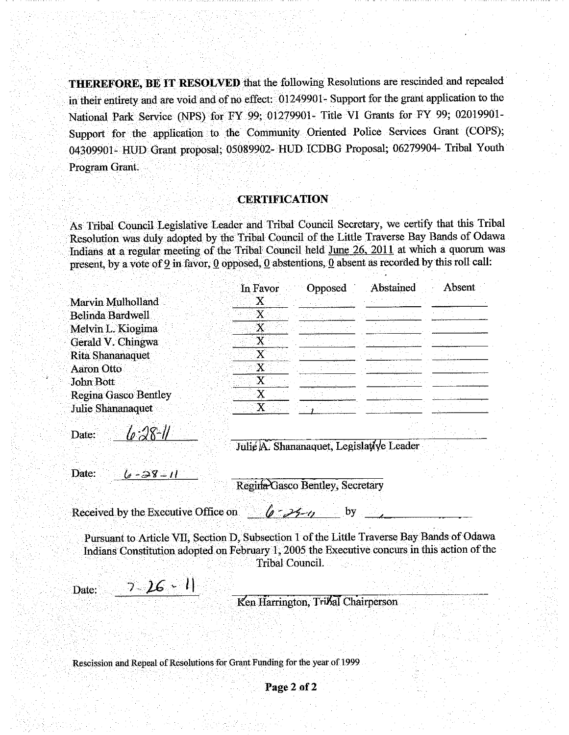**THEREFORE, BE IT RESOLVED** that the following Resolutions are rescinded and repealed in their entirety and are void and of no effect: 01249901- Support for the grant application to the National Park Service (NPS) for FY 99; 01279901- Title VI Grants for FY 99; 02019901- Support for the application to the Community Oriented Police Services Grant (COPS); 04309901- HUD Grant proposal; 05089902- HUD ICDBG Proposal; 06279904- Tribal Youth Program Grant.

## CERTIFICATION

As Tribal Council Legislative Leader and Tribal Council Secretary, we certify that this Tribal Resolution was duly adopted by the Tribal Council of the Little Traverse Bay Bands of Odawa Indians at a regular meeting of the Tribal Council held June 26, 2011 at which a quorum was present, by a vote of 9 in favor, 0 opposed, 0 abstentions, 0 absent as recorded by this roll call:

| | In Favor | Opposed | Abstained | Absent |
|---|---|---|---|---|
| Marvin Mulholland | X | | | |
| Belinda Bardwell | X | | | |
| Melvin L. Kiogima | X | | | |
| Gerald V. Chingwa | X | | | |
| Rita Shananaquet | X | | | |
| Aaron Otto | X | | | |
| John Bott | X | | | |
| Regina Gasco Bentley | X | | | |
| Julie Shananaquet | X | | | |

Date: 6-28-11

Julie A. Shananaquet, Legislative Leader

Date: 6-28-11

Regina Gasco Bentley, Secretary

Received by the Executive Office on 6-29-11 by

Pursuant to Article VII, Section D, Subsection 1 of the Little Traverse Bay Bands of Odawa Indians Constitution adopted on February 1, 2005 the Executive concurs in this action of the Tribal Council.

Date: 7-26-11

Ken Harrington, Tribal Chairperson

Rescission and Repeal of Resolutions for Grant Funding for the year of 1999